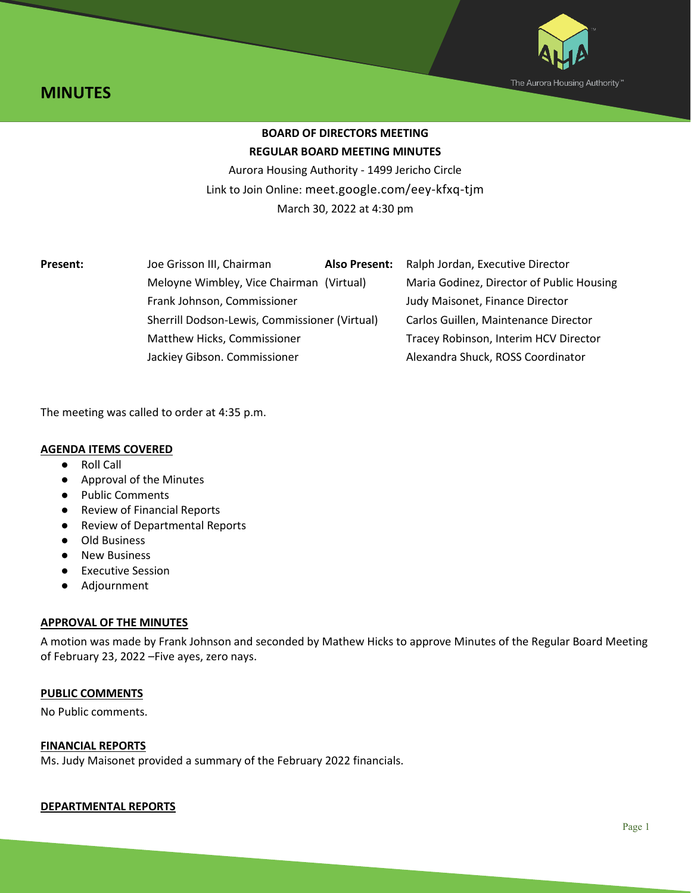# MINUTES

**BOARD OF DIRECTORS MEETING**

**REGULAR BOARD MEETING MINUTES**

Aurora Housing Authority - 1499 Jericho Circle

Link to Join Online: meet.google.com/eey-kfxq-tjm

March 30, 2022 at 4:30 pm

| **Present:** | | **Also Present:** |
|---|---|---|
| | Joe Grisson III, Chairman | Ralph Jordan, Executive Director |
| | Meloyne Wimbley, Vice Chairman (Virtual) | Maria Godinez, Director of Public Housing |
| | Frank Johnson, Commissioner | Judy Maisonet, Finance Director |
| | Sherrill Dodson-Lewis, Commissioner (Virtual) | Carlos Guillen, Maintenance Director |
| | Matthew Hicks, Commissioner | Tracey Robinson, Interim HCV Director |
| | Jackiey Gibson. Commissioner | Alexandra Shuck, ROSS Coordinator |

The meeting was called to order at 4:35 p.m.

**AGENDA ITEMS COVERED**

- Roll Call
- Approval of the Minutes
- Public Comments
- Review of Financial Reports
- Review of Departmental Reports
- Old Business
- New Business
- Executive Session
- Adjournment

**APPROVAL OF THE MINUTES**

A motion was made by Frank Johnson and seconded by Mathew Hicks to approve Minutes of the Regular Board Meeting of February 23, 2022 –Five ayes, zero nays.

**PUBLIC COMMENTS**

No Public comments.

**FINANCIAL REPORTS**

Ms. Judy Maisonet provided a summary of the February 2022 financials.

**DEPARTMENTAL REPORTS**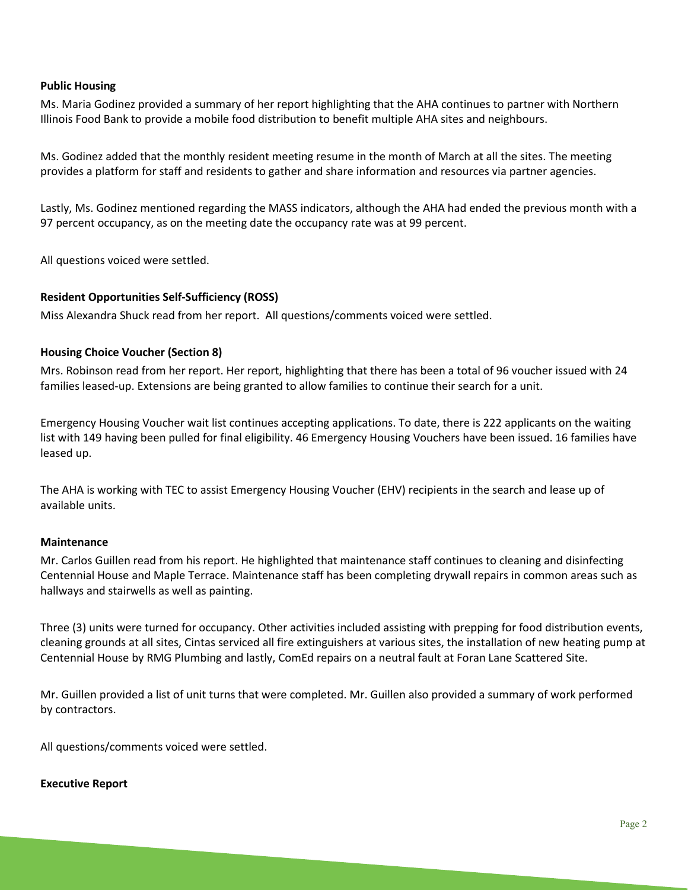**Public Housing**

Ms. Maria Godinez provided a summary of her report highlighting that the AHA continues to partner with Northern Illinois Food Bank to provide a mobile food distribution to benefit multiple AHA sites and neighbours.

Ms. Godinez added that the monthly resident meeting resume in the month of March at all the sites. The meeting provides a platform for staff and residents to gather and share information and resources via partner agencies.

Lastly, Ms. Godinez mentioned regarding the MASS indicators, although the AHA had ended the previous month with a 97 percent occupancy, as on the meeting date the occupancy rate was at 99 percent.

All questions voiced were settled.

**Resident Opportunities Self-Sufficiency (ROSS)**

Miss Alexandra Shuck read from her report. All questions/comments voiced were settled.

**Housing Choice Voucher (Section 8)**

Mrs. Robinson read from her report. Her report, highlighting that there has been a total of 96 voucher issued with 24 families leased-up. Extensions are being granted to allow families to continue their search for a unit.

Emergency Housing Voucher wait list continues accepting applications. To date, there is 222 applicants on the waiting list with 149 having been pulled for final eligibility. 46 Emergency Housing Vouchers have been issued. 16 families have leased up.

The AHA is working with TEC to assist Emergency Housing Voucher (EHV) recipients in the search and lease up of available units.

**Maintenance**

Mr. Carlos Guillen read from his report. He highlighted that maintenance staff continues to cleaning and disinfecting Centennial House and Maple Terrace. Maintenance staff has been completing drywall repairs in common areas such as hallways and stairwells as well as painting.

Three (3) units were turned for occupancy. Other activities included assisting with prepping for food distribution events, cleaning grounds at all sites, Cintas serviced all fire extinguishers at various sites, the installation of new heating pump at Centennial House by RMG Plumbing and lastly, ComEd repairs on a neutral fault at Foran Lane Scattered Site.

Mr. Guillen provided a list of unit turns that were completed. Mr. Guillen also provided a summary of work performed by contractors.

All questions/comments voiced were settled.

**Executive Report**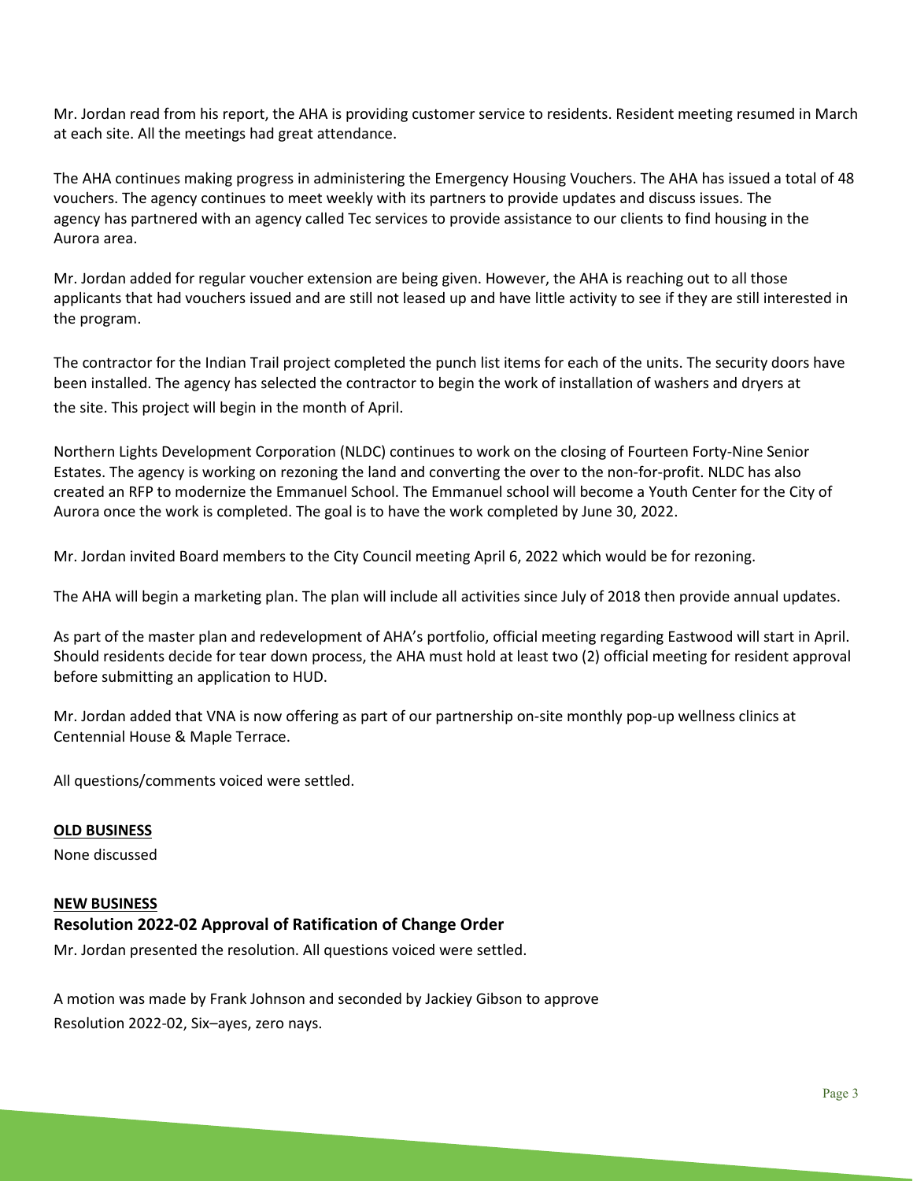Mr. Jordan read from his report, the AHA is providing customer service to residents. Resident meeting resumed in March at each site. All the meetings had great attendance.

The AHA continues making progress in administering the Emergency Housing Vouchers. The AHA has issued a total of 48 vouchers. The agency continues to meet weekly with its partners to provide updates and discuss issues. The agency has partnered with an agency called Tec services to provide assistance to our clients to find housing in the Aurora area.

Mr. Jordan added for regular voucher extension are being given. However, the AHA is reaching out to all those applicants that had vouchers issued and are still not leased up and have little activity to see if they are still interested in the program.

The contractor for the Indian Trail project completed the punch list items for each of the units. The security doors have been installed. The agency has selected the contractor to begin the work of installation of washers and dryers at the site. This project will begin in the month of April.

Northern Lights Development Corporation (NLDC) continues to work on the closing of Fourteen Forty-Nine Senior Estates. The agency is working on rezoning the land and converting the over to the non-for-profit. NLDC has also created an RFP to modernize the Emmanuel School. The Emmanuel school will become a Youth Center for the City of Aurora once the work is completed. The goal is to have the work completed by June 30, 2022.

Mr. Jordan invited Board members to the City Council meeting April 6, 2022 which would be for rezoning.

The AHA will begin a marketing plan. The plan will include all activities since July of 2018 then provide annual updates.

As part of the master plan and redevelopment of AHA's portfolio, official meeting regarding Eastwood will start in April. Should residents decide for tear down process, the AHA must hold at least two (2) official meeting for resident approval before submitting an application to HUD.

Mr. Jordan added that VNA is now offering as part of our partnership on-site monthly pop-up wellness clinics at Centennial House & Maple Terrace.

All questions/comments voiced were settled.

**OLD BUSINESS**

None discussed

**NEW BUSINESS**

### Resolution 2022-02 Approval of Ratification of Change Order

Mr. Jordan presented the resolution. All questions voiced were settled.

A motion was made by Frank Johnson and seconded by Jackiey Gibson to approve Resolution 2022-02, Six–ayes, zero nays.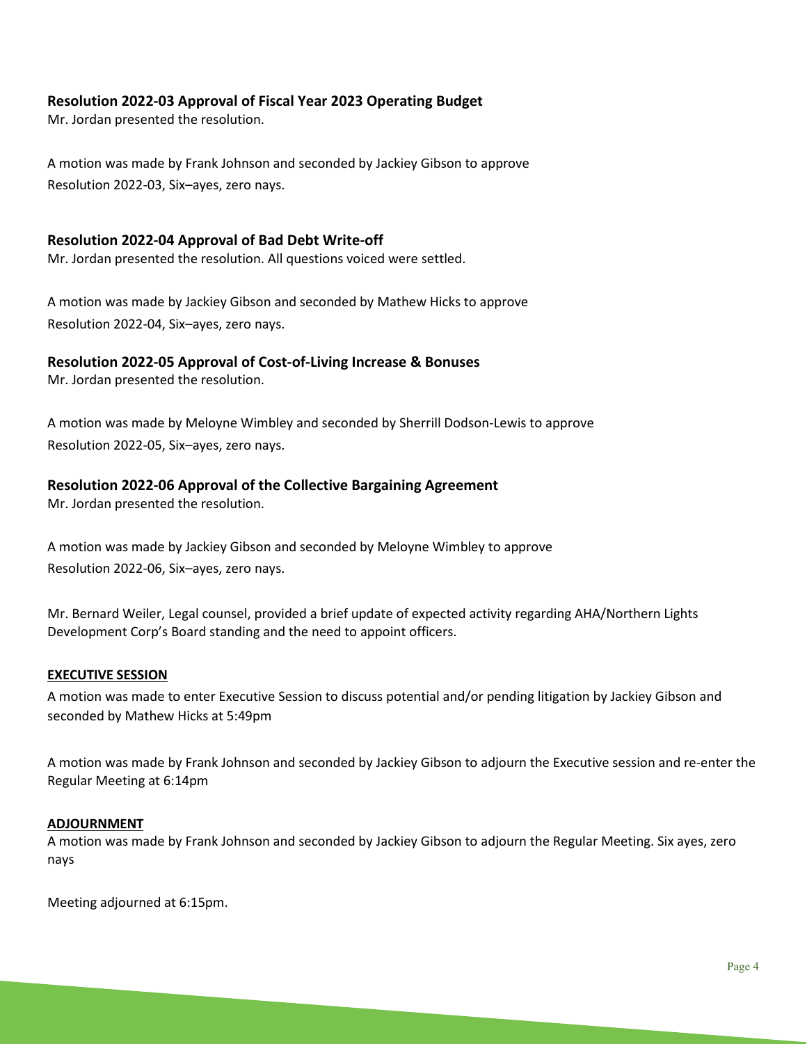**Resolution 2022-03 Approval of Fiscal Year 2023 Operating Budget**
Mr. Jordan presented the resolution.

A motion was made by Frank Johnson and seconded by Jackiey Gibson to approve Resolution 2022-03, Six–ayes, zero nays.

**Resolution 2022-04 Approval of Bad Debt Write-off**
Mr. Jordan presented the resolution. All questions voiced were settled.

A motion was made by Jackiey Gibson and seconded by Mathew Hicks to approve Resolution 2022-04, Six–ayes, zero nays.

**Resolution 2022-05 Approval of Cost-of-Living Increase & Bonuses**
Mr. Jordan presented the resolution.

A motion was made by Meloyne Wimbley and seconded by Sherrill Dodson-Lewis to approve Resolution 2022-05, Six–ayes, zero nays.

**Resolution 2022-06 Approval of the Collective Bargaining Agreement**
Mr. Jordan presented the resolution.

A motion was made by Jackiey Gibson and seconded by Meloyne Wimbley to approve Resolution 2022-06, Six–ayes, zero nays.

Mr. Bernard Weiler, Legal counsel, provided a brief update of expected activity regarding AHA/Northern Lights Development Corp's Board standing and the need to appoint officers.

**EXECUTIVE SESSION**

A motion was made to enter Executive Session to discuss potential and/or pending litigation by Jackiey Gibson and seconded by Mathew Hicks at 5:49pm

A motion was made by Frank Johnson and seconded by Jackiey Gibson to adjourn the Executive session and re-enter the Regular Meeting at 6:14pm

**ADJOURNMENT**

A motion was made by Frank Johnson and seconded by Jackiey Gibson to adjourn the Regular Meeting. Six ayes, zero nays

Meeting adjourned at 6:15pm.